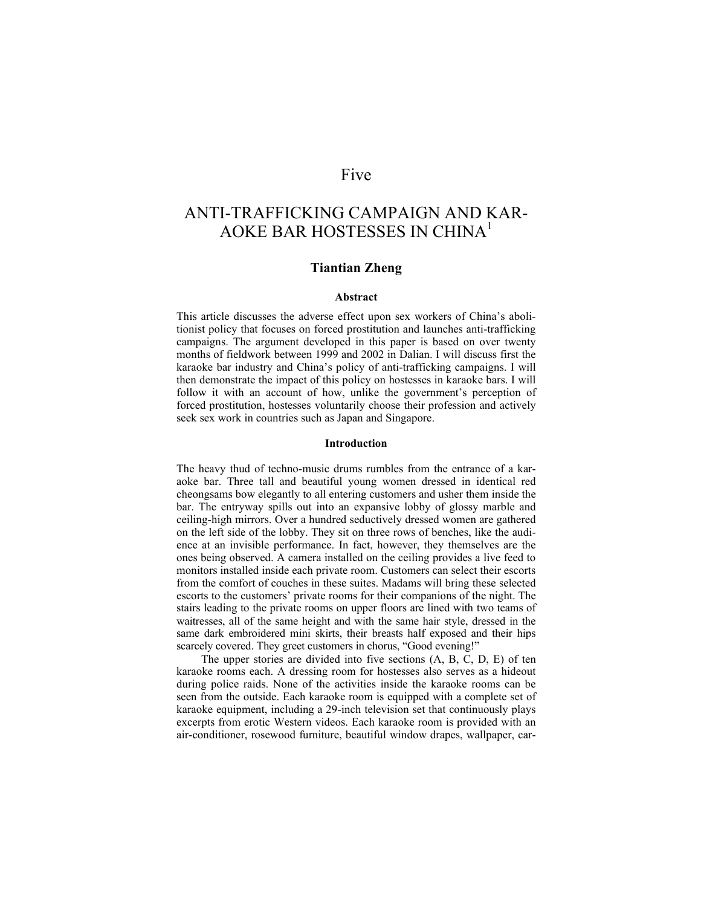# Five

# ANTI-TRAFFICKING CAMPAIGN AND KARAOKE BAR HOSTESSES IN CHINA[1]

**Tiantian Zheng**

### Abstract

This article discusses the adverse effect upon sex workers of China's abolitionist policy that focuses on forced prostitution and launches anti-trafficking campaigns. The argument developed in this paper is based on over twenty months of fieldwork between 1999 and 2002 in Dalian. I will discuss first the karaoke bar industry and China's policy of anti-trafficking campaigns. I will then demonstrate the impact of this policy on hostesses in karaoke bars. I will follow it with an account of how, unlike the government's perception of forced prostitution, hostesses voluntarily choose their profession and actively seek sex work in countries such as Japan and Singapore.

### Introduction

The heavy thud of techno-music drums rumbles from the entrance of a karaoke bar. Three tall and beautiful young women dressed in identical red cheongsams bow elegantly to all entering customers and usher them inside the bar. The entryway spills out into an expansive lobby of glossy marble and ceiling-high mirrors. Over a hundred seductively dressed women are gathered on the left side of the lobby. They sit on three rows of benches, like the audience at an invisible performance. In fact, however, they themselves are the ones being observed. A camera installed on the ceiling provides a live feed to monitors installed inside each private room. Customers can select their escorts from the comfort of couches in these suites. Madams will bring these selected escorts to the customers' private rooms for their companions of the night. The stairs leading to the private rooms on upper floors are lined with two teams of waitresses, all of the same height and with the same hair style, dressed in the same dark embroidered mini skirts, their breasts half exposed and their hips scarcely covered. They greet customers in chorus, "Good evening!"

The upper stories are divided into five sections (A, B, C, D, E) of ten karaoke rooms each. A dressing room for hostesses also serves as a hideout during police raids. None of the activities inside the karaoke rooms can be seen from the outside. Each karaoke room is equipped with a complete set of karaoke equipment, including a 29-inch television set that continuously plays excerpts from erotic Western videos. Each karaoke room is provided with an air-conditioner, rosewood furniture, beautiful window drapes, wallpaper, car-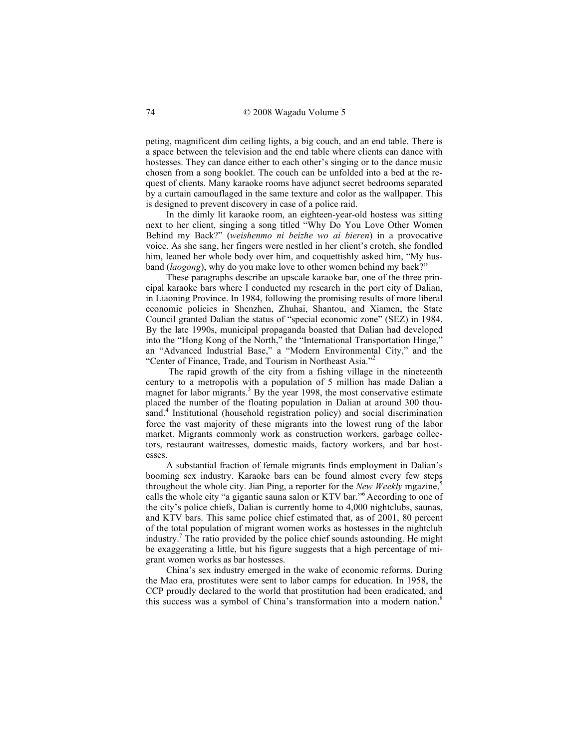peting, magnificent dim ceiling lights, a big couch, and an end table. There is a space between the television and the end table where clients can dance with hostesses. They can dance either to each other's singing or to the dance music chosen from a song booklet. The couch can be unfolded into a bed at the request of clients. Many karaoke rooms have adjunct secret bedrooms separated by a curtain camouflaged in the same texture and color as the wallpaper. This is designed to prevent discovery in case of a police raid.

In the dimly lit karaoke room, an eighteen-year-old hostess was sitting next to her client, singing a song titled "Why Do You Love Other Women Behind my Back?" (*weishenmo ni beizhe wo ai bieren*) in a provocative voice. As she sang, her fingers were nestled in her client's crotch, she fondled him, leaned her whole body over him, and coquettishly asked him, "My husband (*laogong*), why do you make love to other women behind my back?"

These paragraphs describe an upscale karaoke bar, one of the three principal karaoke bars where I conducted my research in the port city of Dalian, in Liaoning Province. In 1984, following the promising results of more liberal economic policies in Shenzhen, Zhuhai, Shantou, and Xiamen, the State Council granted Dalian the status of "special economic zone" (SEZ) in 1984. By the late 1990s, municipal propaganda boasted that Dalian had developed into the "Hong Kong of the North," the "International Transportation Hinge," an "Advanced Industrial Base," a "Modern Environmental City," and the "Center of Finance, Trade, and Tourism in Northeast Asia."[2]

The rapid growth of the city from a fishing village in the nineteenth century to a metropolis with a population of 5 million has made Dalian a magnet for labor migrants.[3] By the year 1998, the most conservative estimate placed the number of the floating population in Dalian at around 300 thousand.[4] Institutional (household registration policy) and social discrimination force the vast majority of these migrants into the lowest rung of the labor market. Migrants commonly work as construction workers, garbage collectors, restaurant waitresses, domestic maids, factory workers, and bar hostesses.

A substantial fraction of female migrants finds employment in Dalian's booming sex industry. Karaoke bars can be found almost every few steps throughout the whole city. Jian Ping, a reporter for the *New Weekly* mgazine,[5] calls the whole city "a gigantic sauna salon or KTV bar."[6] According to one of the city's police chiefs, Dalian is currently home to 4,000 nightclubs, saunas, and KTV bars. This same police chief estimated that, as of 2001, 80 percent of the total population of migrant women works as hostesses in the nightclub industry.[7] The ratio provided by the police chief sounds astounding. He might be exaggerating a little, but his figure suggests that a high percentage of migrant women works as bar hostesses.

China's sex industry emerged in the wake of economic reforms. During the Mao era, prostitutes were sent to labor camps for education. In 1958, the CCP proudly declared to the world that prostitution had been eradicated, and this success was a symbol of China's transformation into a modern nation.[8]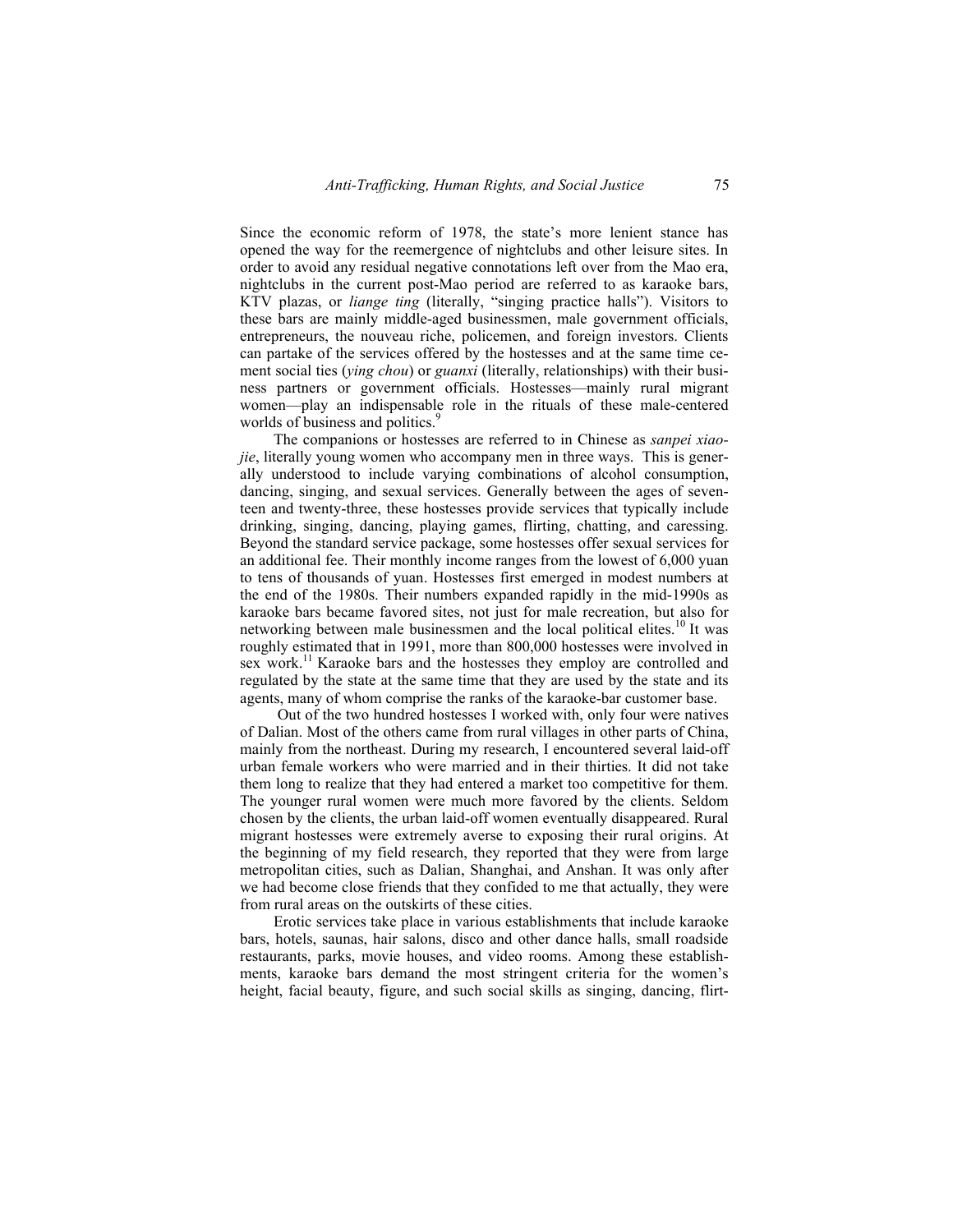Since the economic reform of 1978, the state's more lenient stance has opened the way for the reemergence of nightclubs and other leisure sites. In order to avoid any residual negative connotations left over from the Mao era, nightclubs in the current post-Mao period are referred to as karaoke bars, KTV plazas, or *liange ting* (literally, "singing practice halls"). Visitors to these bars are mainly middle-aged businessmen, male government officials, entrepreneurs, the nouveau riche, policemen, and foreign investors. Clients can partake of the services offered by the hostesses and at the same time cement social ties (*ying chou*) or *guanxi* (literally, relationships) with their business partners or government officials. Hostesses—mainly rural migrant women—play an indispensable role in the rituals of these male-centered worlds of business and politics.[9]

The companions or hostesses are referred to in Chinese as *sanpei xiaojie*, literally young women who accompany men in three ways. This is generally understood to include varying combinations of alcohol consumption, dancing, singing, and sexual services. Generally between the ages of seventeen and twenty-three, these hostesses provide services that typically include drinking, singing, dancing, playing games, flirting, chatting, and caressing. Beyond the standard service package, some hostesses offer sexual services for an additional fee. Their monthly income ranges from the lowest of 6,000 yuan to tens of thousands of yuan. Hostesses first emerged in modest numbers at the end of the 1980s. Their numbers expanded rapidly in the mid-1990s as karaoke bars became favored sites, not just for male recreation, but also for networking between male businessmen and the local political elites.[10] It was roughly estimated that in 1991, more than 800,000 hostesses were involved in sex work.[11] Karaoke bars and the hostesses they employ are controlled and regulated by the state at the same time that they are used by the state and its agents, many of whom comprise the ranks of the karaoke-bar customer base.

Out of the two hundred hostesses I worked with, only four were natives of Dalian. Most of the others came from rural villages in other parts of China, mainly from the northeast. During my research, I encountered several laid-off urban female workers who were married and in their thirties. It did not take them long to realize that they had entered a market too competitive for them. The younger rural women were much more favored by the clients. Seldom chosen by the clients, the urban laid-off women eventually disappeared. Rural migrant hostesses were extremely averse to exposing their rural origins. At the beginning of my field research, they reported that they were from large metropolitan cities, such as Dalian, Shanghai, and Anshan. It was only after we had become close friends that they confided to me that actually, they were from rural areas on the outskirts of these cities.

Erotic services take place in various establishments that include karaoke bars, hotels, saunas, hair salons, disco and other dance halls, small roadside restaurants, parks, movie houses, and video rooms. Among these establishments, karaoke bars demand the most stringent criteria for the women's height, facial beauty, figure, and such social skills as singing, dancing, flirt-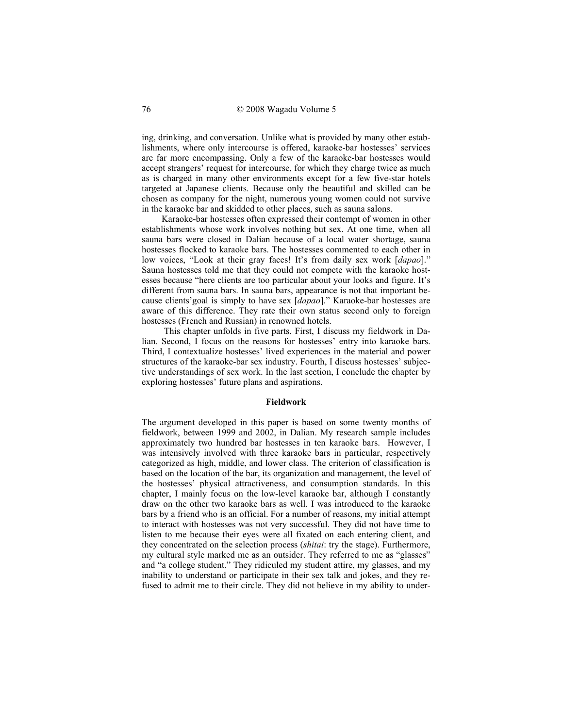ing, drinking, and conversation. Unlike what is provided by many other establishments, where only intercourse is offered, karaoke-bar hostesses' services are far more encompassing. Only a few of the karaoke-bar hostesses would accept strangers' request for intercourse, for which they charge twice as much as is charged in many other environments except for a few five-star hotels targeted at Japanese clients. Because only the beautiful and skilled can be chosen as company for the night, numerous young women could not survive in the karaoke bar and skidded to other places, such as sauna salons.

Karaoke-bar hostesses often expressed their contempt of women in other establishments whose work involves nothing but sex. At one time, when all sauna bars were closed in Dalian because of a local water shortage, sauna hostesses flocked to karaoke bars. The hostesses commented to each other in low voices, "Look at their gray faces! It's from daily sex work [*dapao*]." Sauna hostesses told me that they could not compete with the karaoke hostesses because "here clients are too particular about your looks and figure. It's different from sauna bars. In sauna bars, appearance is not that important because clients'goal is simply to have sex [*dapao*]." Karaoke-bar hostesses are aware of this difference. They rate their own status second only to foreign hostesses (French and Russian) in renowned hotels.

This chapter unfolds in five parts. First, I discuss my fieldwork in Dalian. Second, I focus on the reasons for hostesses' entry into karaoke bars. Third, I contextualize hostesses' lived experiences in the material and power structures of the karaoke-bar sex industry. Fourth, I discuss hostesses' subjective understandings of sex work. In the last section, I conclude the chapter by exploring hostesses' future plans and aspirations.

## Fieldwork

The argument developed in this paper is based on some twenty months of fieldwork, between 1999 and 2002, in Dalian. My research sample includes approximately two hundred bar hostesses in ten karaoke bars. However, I was intensively involved with three karaoke bars in particular, respectively categorized as high, middle, and lower class. The criterion of classification is based on the location of the bar, its organization and management, the level of the hostesses' physical attractiveness, and consumption standards. In this chapter, I mainly focus on the low-level karaoke bar, although I constantly draw on the other two karaoke bars as well. I was introduced to the karaoke bars by a friend who is an official. For a number of reasons, my initial attempt to interact with hostesses was not very successful. They did not have time to listen to me because their eyes were all fixated on each entering client, and they concentrated on the selection process (*shitai*: try the stage). Furthermore, my cultural style marked me as an outsider. They referred to me as "glasses" and "a college student." They ridiculed my student attire, my glasses, and my inability to understand or participate in their sex talk and jokes, and they refused to admit me to their circle. They did not believe in my ability to under-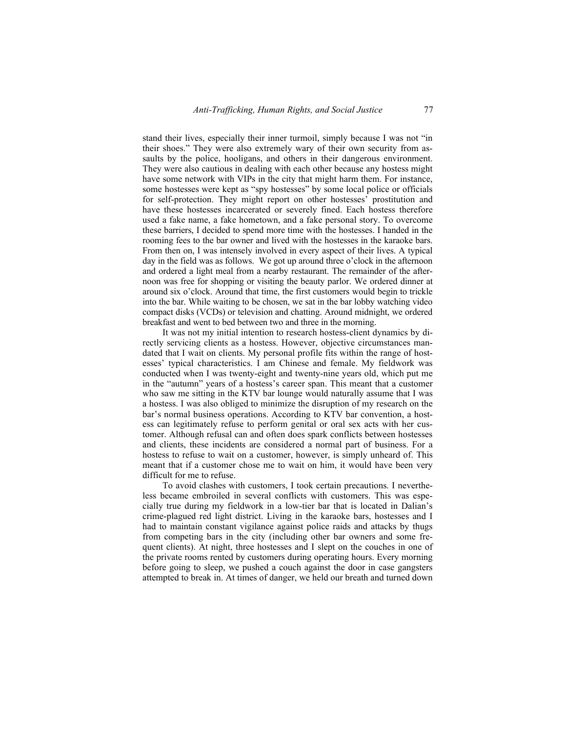stand their lives, especially their inner turmoil, simply because I was not "in their shoes." They were also extremely wary of their own security from assaults by the police, hooligans, and others in their dangerous environment. They were also cautious in dealing with each other because any hostess might have some network with VIPs in the city that might harm them. For instance, some hostesses were kept as "spy hostesses" by some local police or officials for self-protection. They might report on other hostesses' prostitution and have these hostesses incarcerated or severely fined. Each hostess therefore used a fake name, a fake hometown, and a fake personal story. To overcome these barriers, I decided to spend more time with the hostesses. I handed in the rooming fees to the bar owner and lived with the hostesses in the karaoke bars. From then on, I was intensely involved in every aspect of their lives. A typical day in the field was as follows. We got up around three o'clock in the afternoon and ordered a light meal from a nearby restaurant. The remainder of the afternoon was free for shopping or visiting the beauty parlor. We ordered dinner at around six o'clock. Around that time, the first customers would begin to trickle into the bar. While waiting to be chosen, we sat in the bar lobby watching video compact disks (VCDs) or television and chatting. Around midnight, we ordered breakfast and went to bed between two and three in the morning.

It was not my initial intention to research hostess-client dynamics by directly servicing clients as a hostess. However, objective circumstances mandated that I wait on clients. My personal profile fits within the range of hostesses' typical characteristics. I am Chinese and female. My fieldwork was conducted when I was twenty-eight and twenty-nine years old, which put me in the "autumn" years of a hostess's career span. This meant that a customer who saw me sitting in the KTV bar lounge would naturally assume that I was a hostess. I was also obliged to minimize the disruption of my research on the bar's normal business operations. According to KTV bar convention, a hostess can legitimately refuse to perform genital or oral sex acts with her customer. Although refusal can and often does spark conflicts between hostesses and clients, these incidents are considered a normal part of business. For a hostess to refuse to wait on a customer, however, is simply unheard of. This meant that if a customer chose me to wait on him, it would have been very difficult for me to refuse.

To avoid clashes with customers, I took certain precautions. I nevertheless became embroiled in several conflicts with customers. This was especially true during my fieldwork in a low-tier bar that is located in Dalian's crime-plagued red light district. Living in the karaoke bars, hostesses and I had to maintain constant vigilance against police raids and attacks by thugs from competing bars in the city (including other bar owners and some frequent clients). At night, three hostesses and I slept on the couches in one of the private rooms rented by customers during operating hours. Every morning before going to sleep, we pushed a couch against the door in case gangsters attempted to break in. At times of danger, we held our breath and turned down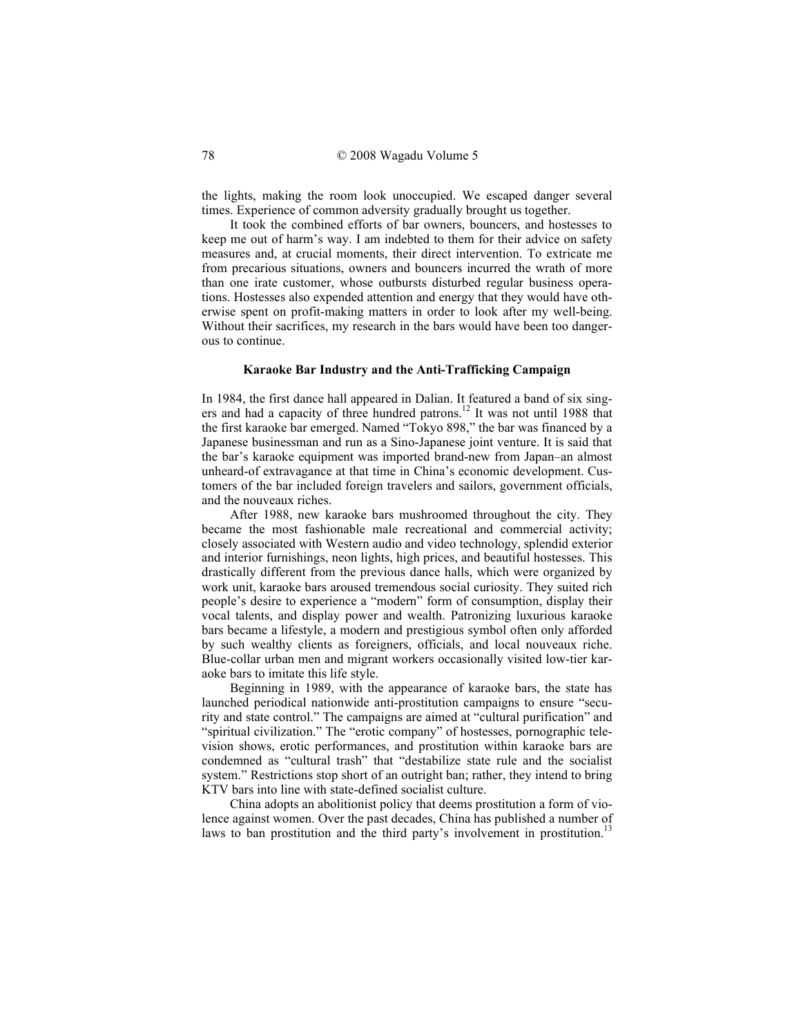the lights, making the room look unoccupied. We escaped danger several times. Experience of common adversity gradually brought us together.

It took the combined efforts of bar owners, bouncers, and hostesses to keep me out of harm's way. I am indebted to them for their advice on safety measures and, at crucial moments, their direct intervention. To extricate me from precarious situations, owners and bouncers incurred the wrath of more than one irate customer, whose outbursts disturbed regular business operations. Hostesses also expended attention and energy that they would have otherwise spent on profit-making matters in order to look after my well-being. Without their sacrifices, my research in the bars would have been too dangerous to continue.

### Karaoke Bar Industry and the Anti-Trafficking Campaign

In 1984, the first dance hall appeared in Dalian. It featured a band of six singers and had a capacity of three hundred patrons.[12] It was not until 1988 that the first karaoke bar emerged. Named "Tokyo 898," the bar was financed by a Japanese businessman and run as a Sino-Japanese joint venture. It is said that the bar's karaoke equipment was imported brand-new from Japan–an almost unheard-of extravagance at that time in China's economic development. Customers of the bar included foreign travelers and sailors, government officials, and the nouveaux riches.

After 1988, new karaoke bars mushroomed throughout the city. They became the most fashionable male recreational and commercial activity; closely associated with Western audio and video technology, splendid exterior and interior furnishings, neon lights, high prices, and beautiful hostesses. This drastically different from the previous dance halls, which were organized by work unit, karaoke bars aroused tremendous social curiosity. They suited rich people's desire to experience a "modern" form of consumption, display their vocal talents, and display power and wealth. Patronizing luxurious karaoke bars became a lifestyle, a modern and prestigious symbol often only afforded by such wealthy clients as foreigners, officials, and local nouveaux riche. Blue-collar urban men and migrant workers occasionally visited low-tier karaoke bars to imitate this life style.

Beginning in 1989, with the appearance of karaoke bars, the state has launched periodical nationwide anti-prostitution campaigns to ensure "security and state control." The campaigns are aimed at "cultural purification" and "spiritual civilization." The "erotic company" of hostesses, pornographic television shows, erotic performances, and prostitution within karaoke bars are condemned as "cultural trash" that "destabilize state rule and the socialist system." Restrictions stop short of an outright ban; rather, they intend to bring KTV bars into line with state-defined socialist culture.

China adopts an abolitionist policy that deems prostitution a form of violence against women. Over the past decades, China has published a number of laws to ban prostitution and the third party's involvement in prostitution.[13]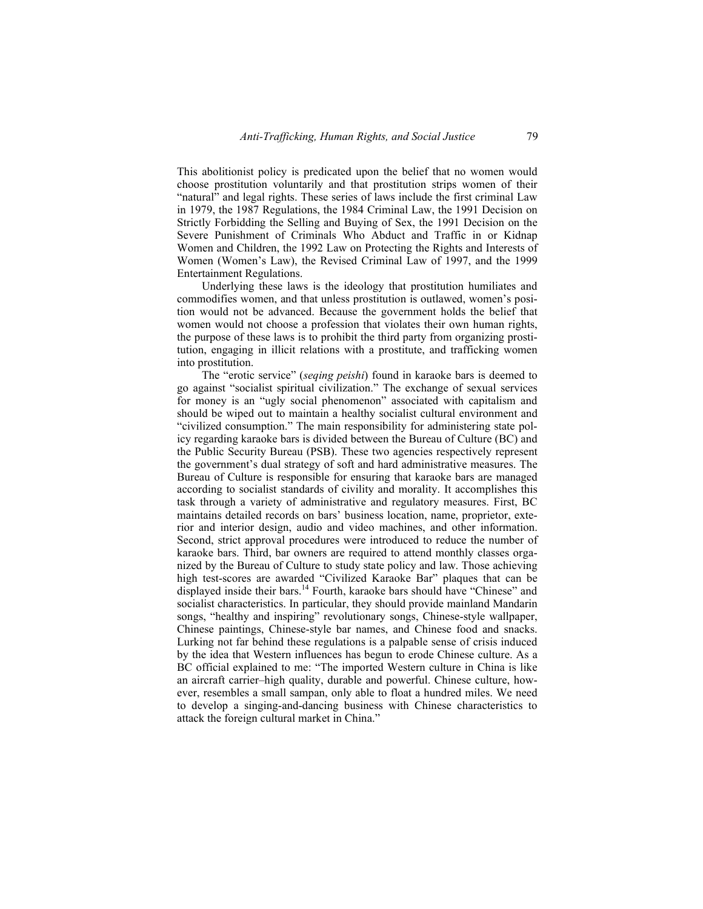This abolitionist policy is predicated upon the belief that no women would choose prostitution voluntarily and that prostitution strips women of their "natural" and legal rights. These series of laws include the first criminal Law in 1979, the 1987 Regulations, the 1984 Criminal Law, the 1991 Decision on Strictly Forbidding the Selling and Buying of Sex, the 1991 Decision on the Severe Punishment of Criminals Who Abduct and Traffic in or Kidnap Women and Children, the 1992 Law on Protecting the Rights and Interests of Women (Women's Law), the Revised Criminal Law of 1997, and the 1999 Entertainment Regulations.

Underlying these laws is the ideology that prostitution humiliates and commodifies women, and that unless prostitution is outlawed, women's position would not be advanced. Because the government holds the belief that women would not choose a profession that violates their own human rights, the purpose of these laws is to prohibit the third party from organizing prostitution, engaging in illicit relations with a prostitute, and trafficking women into prostitution.

The "erotic service" (*seqing peishi*) found in karaoke bars is deemed to go against "socialist spiritual civilization." The exchange of sexual services for money is an "ugly social phenomenon" associated with capitalism and should be wiped out to maintain a healthy socialist cultural environment and "civilized consumption." The main responsibility for administering state policy regarding karaoke bars is divided between the Bureau of Culture (BC) and the Public Security Bureau (PSB). These two agencies respectively represent the government's dual strategy of soft and hard administrative measures. The Bureau of Culture is responsible for ensuring that karaoke bars are managed according to socialist standards of civility and morality. It accomplishes this task through a variety of administrative and regulatory measures. First, BC maintains detailed records on bars' business location, name, proprietor, exterior and interior design, audio and video machines, and other information. Second, strict approval procedures were introduced to reduce the number of karaoke bars. Third, bar owners are required to attend monthly classes organized by the Bureau of Culture to study state policy and law. Those achieving high test-scores are awarded "Civilized Karaoke Bar" plaques that can be displayed inside their bars.[14] Fourth, karaoke bars should have "Chinese" and socialist characteristics. In particular, they should provide mainland Mandarin songs, "healthy and inspiring" revolutionary songs, Chinese-style wallpaper, Chinese paintings, Chinese-style bar names, and Chinese food and snacks. Lurking not far behind these regulations is a palpable sense of crisis induced by the idea that Western influences has begun to erode Chinese culture. As a BC official explained to me: "The imported Western culture in China is like an aircraft carrier–high quality, durable and powerful. Chinese culture, however, resembles a small sampan, only able to float a hundred miles. We need to develop a singing-and-dancing business with Chinese characteristics to attack the foreign cultural market in China."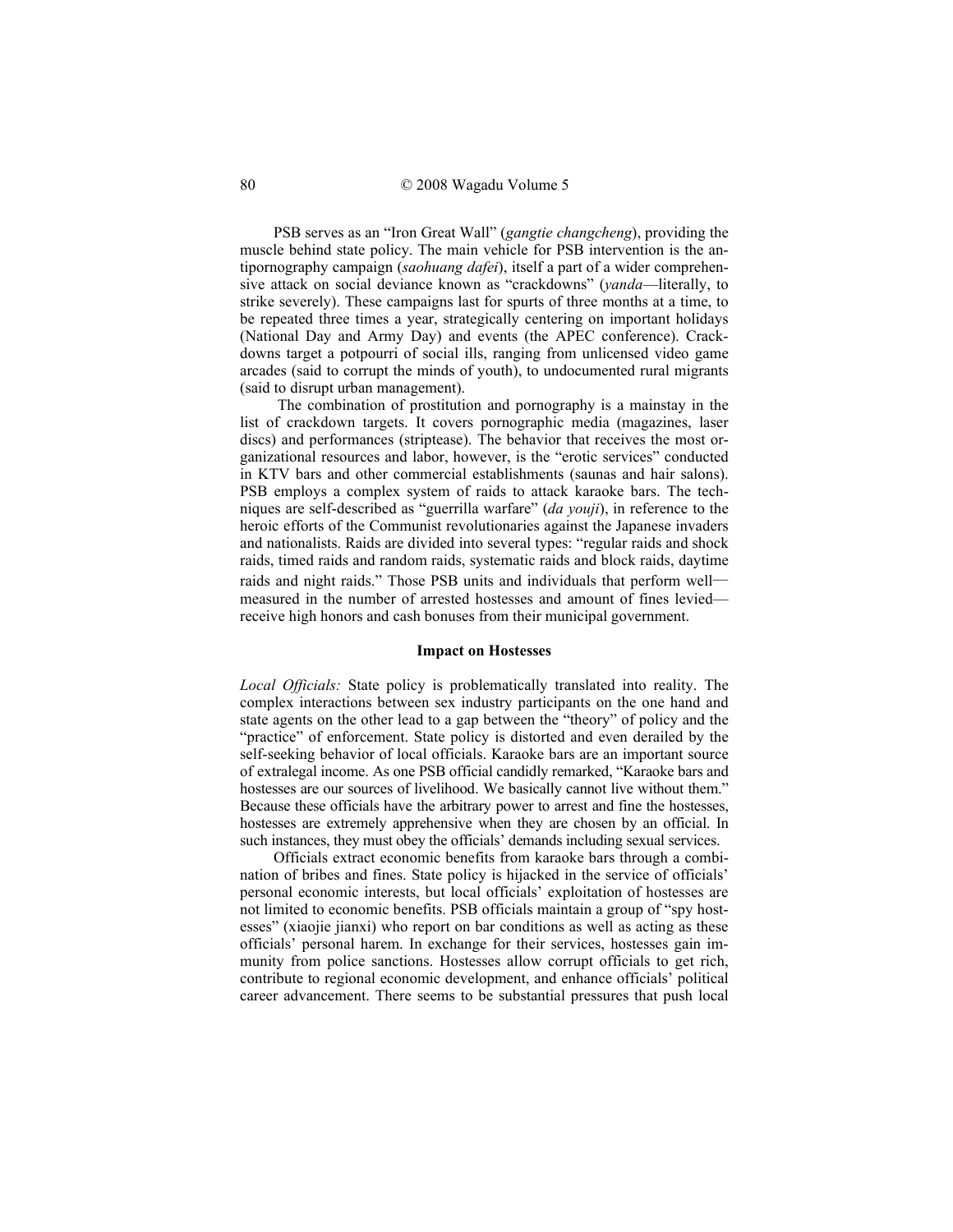PSB serves as an "Iron Great Wall" (*gangtie changcheng*), providing the muscle behind state policy. The main vehicle for PSB intervention is the antipornography campaign (*saohuang dafei*), itself a part of a wider comprehensive attack on social deviance known as "crackdowns" (*yanda*—literally, to strike severely). These campaigns last for spurts of three months at a time, to be repeated three times a year, strategically centering on important holidays (National Day and Army Day) and events (the APEC conference). Crackdowns target a potpourri of social ills, ranging from unlicensed video game arcades (said to corrupt the minds of youth), to undocumented rural migrants (said to disrupt urban management).

The combination of prostitution and pornography is a mainstay in the list of crackdown targets. It covers pornographic media (magazines, laser discs) and performances (striptease). The behavior that receives the most organizational resources and labor, however, is the "erotic services" conducted in KTV bars and other commercial establishments (saunas and hair salons). PSB employs a complex system of raids to attack karaoke bars. The techniques are self-described as "guerrilla warfare" (*da youji*), in reference to the heroic efforts of the Communist revolutionaries against the Japanese invaders and nationalists. Raids are divided into several types: "regular raids and shock raids, timed raids and random raids, systematic raids and block raids, daytime raids and night raids." Those PSB units and individuals that perform well—measured in the number of arrested hostesses and amount of fines levied—receive high honors and cash bonuses from their municipal government.

### Impact on Hostesses

*Local Officials:* State policy is problematically translated into reality. The complex interactions between sex industry participants on the one hand and state agents on the other lead to a gap between the "theory" of policy and the "practice" of enforcement. State policy is distorted and even derailed by the self-seeking behavior of local officials. Karaoke bars are an important source of extralegal income. As one PSB official candidly remarked, "Karaoke bars and hostesses are our sources of livelihood. We basically cannot live without them." Because these officials have the arbitrary power to arrest and fine the hostesses, hostesses are extremely apprehensive when they are chosen by an official. In such instances, they must obey the officials' demands including sexual services.

Officials extract economic benefits from karaoke bars through a combination of bribes and fines. State policy is hijacked in the service of officials' personal economic interests, but local officials' exploitation of hostesses are not limited to economic benefits. PSB officials maintain a group of "spy hostesses" (xiaojie jianxi) who report on bar conditions as well as acting as these officials' personal harem. In exchange for their services, hostesses gain immunity from police sanctions. Hostesses allow corrupt officials to get rich, contribute to regional economic development, and enhance officials' political career advancement. There seems to be substantial pressures that push local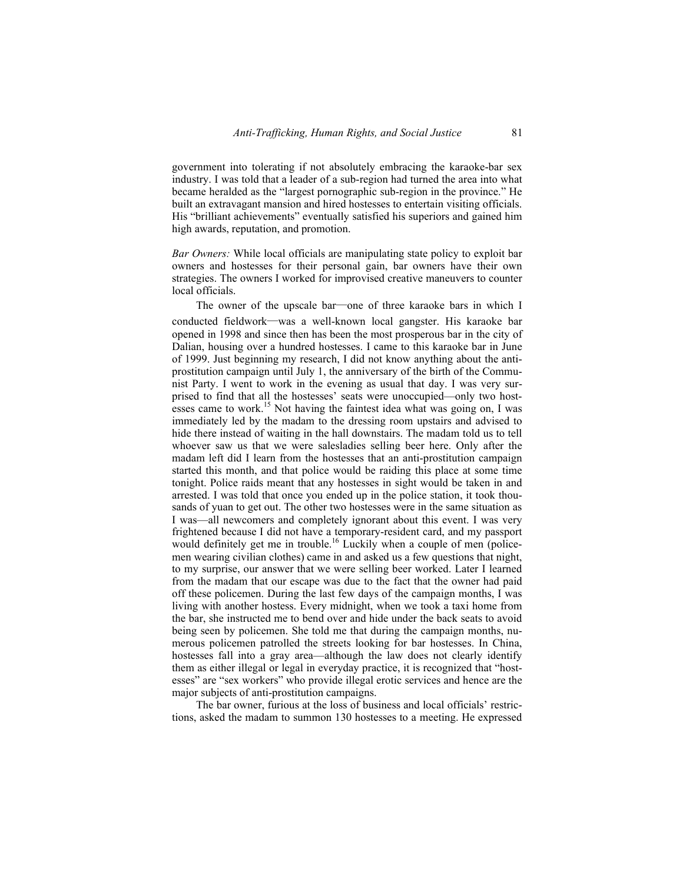government into tolerating if not absolutely embracing the karaoke-bar sex industry. I was told that a leader of a sub-region had turned the area into what became heralded as the "largest pornographic sub-region in the province." He built an extravagant mansion and hired hostesses to entertain visiting officials. His "brilliant achievements" eventually satisfied his superiors and gained him high awards, reputation, and promotion.

*Bar Owners:* While local officials are manipulating state policy to exploit bar owners and hostesses for their personal gain, bar owners have their own strategies. The owners I worked for improvised creative maneuvers to counter local officials.

The owner of the upscale bar—one of three karaoke bars in which I conducted fieldwork—was a well-known local gangster. His karaoke bar opened in 1998 and since then has been the most prosperous bar in the city of Dalian, housing over a hundred hostesses. I came to this karaoke bar in June of 1999. Just beginning my research, I did not know anything about the anti-prostitution campaign until July 1, the anniversary of the birth of the Communist Party. I went to work in the evening as usual that day. I was very surprised to find that all the hostesses' seats were unoccupied—only two hostesses came to work.[15] Not having the faintest idea what was going on, I was immediately led by the madam to the dressing room upstairs and advised to hide there instead of waiting in the hall downstairs. The madam told us to tell whoever saw us that we were salesladies selling beer here. Only after the madam left did I learn from the hostesses that an anti-prostitution campaign started this month, and that police would be raiding this place at some time tonight. Police raids meant that any hostesses in sight would be taken in and arrested. I was told that once you ended up in the police station, it took thousands of yuan to get out. The other two hostesses were in the same situation as I was—all newcomers and completely ignorant about this event. I was very frightened because I did not have a temporary-resident card, and my passport would definitely get me in trouble.[16] Luckily when a couple of men (policemen wearing civilian clothes) came in and asked us a few questions that night, to my surprise, our answer that we were selling beer worked. Later I learned from the madam that our escape was due to the fact that the owner had paid off these policemen. During the last few days of the campaign months, I was living with another hostess. Every midnight, when we took a taxi home from the bar, she instructed me to bend over and hide under the back seats to avoid being seen by policemen. She told me that during the campaign months, numerous policemen patrolled the streets looking for bar hostesses. In China, hostesses fall into a gray area—although the law does not clearly identify them as either illegal or legal in everyday practice, it is recognized that "hostesses" are "sex workers" who provide illegal erotic services and hence are the major subjects of anti-prostitution campaigns.

The bar owner, furious at the loss of business and local officials' restrictions, asked the madam to summon 130 hostesses to a meeting. He expressed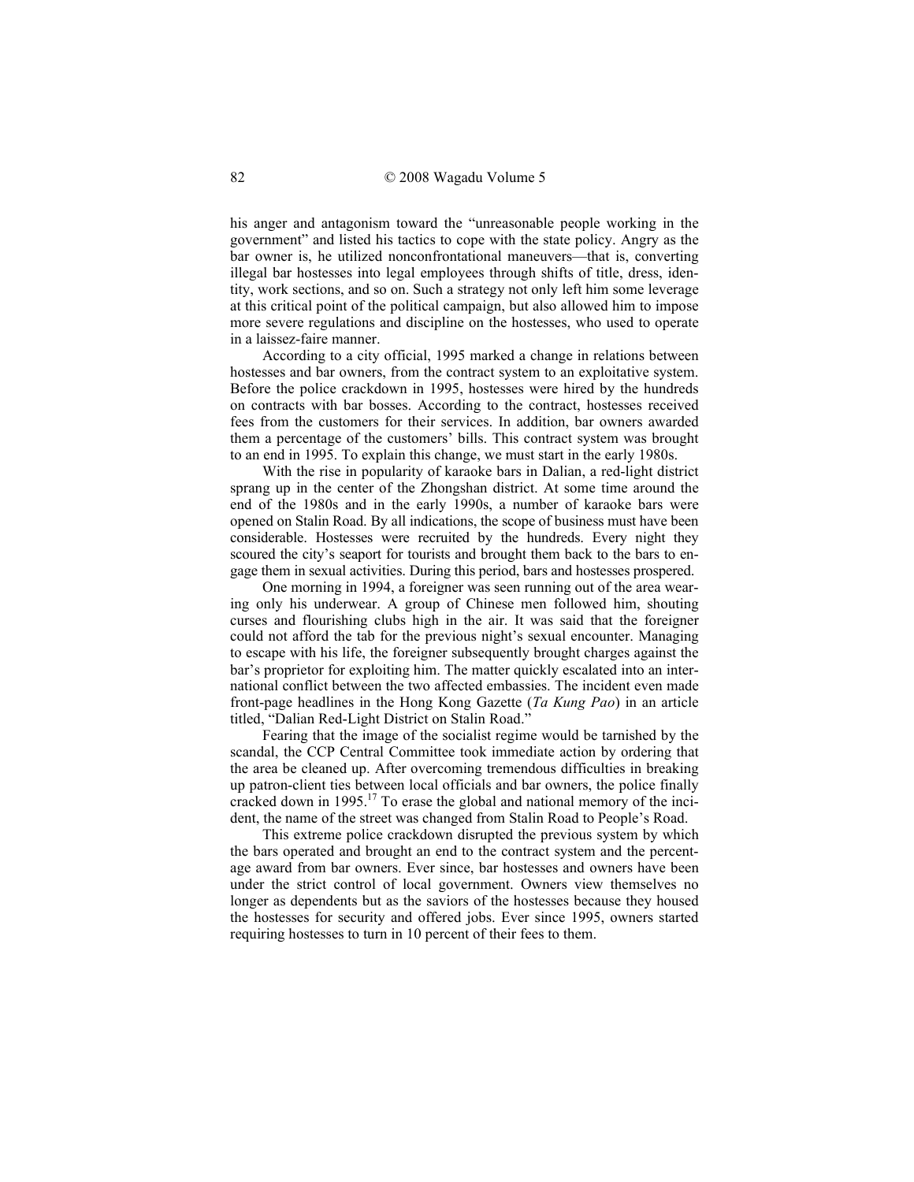his anger and antagonism toward the "unreasonable people working in the government" and listed his tactics to cope with the state policy. Angry as the bar owner is, he utilized nonconfrontational maneuvers—that is, converting illegal bar hostesses into legal employees through shifts of title, dress, identity, work sections, and so on. Such a strategy not only left him some leverage at this critical point of the political campaign, but also allowed him to impose more severe regulations and discipline on the hostesses, who used to operate in a laissez-faire manner.

According to a city official, 1995 marked a change in relations between hostesses and bar owners, from the contract system to an exploitative system. Before the police crackdown in 1995, hostesses were hired by the hundreds on contracts with bar bosses. According to the contract, hostesses received fees from the customers for their services. In addition, bar owners awarded them a percentage of the customers' bills. This contract system was brought to an end in 1995. To explain this change, we must start in the early 1980s.

With the rise in popularity of karaoke bars in Dalian, a red-light district sprang up in the center of the Zhongshan district. At some time around the end of the 1980s and in the early 1990s, a number of karaoke bars were opened on Stalin Road. By all indications, the scope of business must have been considerable. Hostesses were recruited by the hundreds. Every night they scoured the city's seaport for tourists and brought them back to the bars to engage them in sexual activities. During this period, bars and hostesses prospered.

One morning in 1994, a foreigner was seen running out of the area wearing only his underwear. A group of Chinese men followed him, shouting curses and flourishing clubs high in the air. It was said that the foreigner could not afford the tab for the previous night's sexual encounter. Managing to escape with his life, the foreigner subsequently brought charges against the bar's proprietor for exploiting him. The matter quickly escalated into an international conflict between the two affected embassies. The incident even made front-page headlines in the Hong Kong Gazette (*Ta Kung Pao*) in an article titled, "Dalian Red-Light District on Stalin Road."

Fearing that the image of the socialist regime would be tarnished by the scandal, the CCP Central Committee took immediate action by ordering that the area be cleaned up. After overcoming tremendous difficulties in breaking up patron-client ties between local officials and bar owners, the police finally cracked down in 1995.[17] To erase the global and national memory of the incident, the name of the street was changed from Stalin Road to People's Road.

This extreme police crackdown disrupted the previous system by which the bars operated and brought an end to the contract system and the percentage award from bar owners. Ever since, bar hostesses and owners have been under the strict control of local government. Owners view themselves no longer as dependents but as the saviors of the hostesses because they housed the hostesses for security and offered jobs. Ever since 1995, owners started requiring hostesses to turn in 10 percent of their fees to them.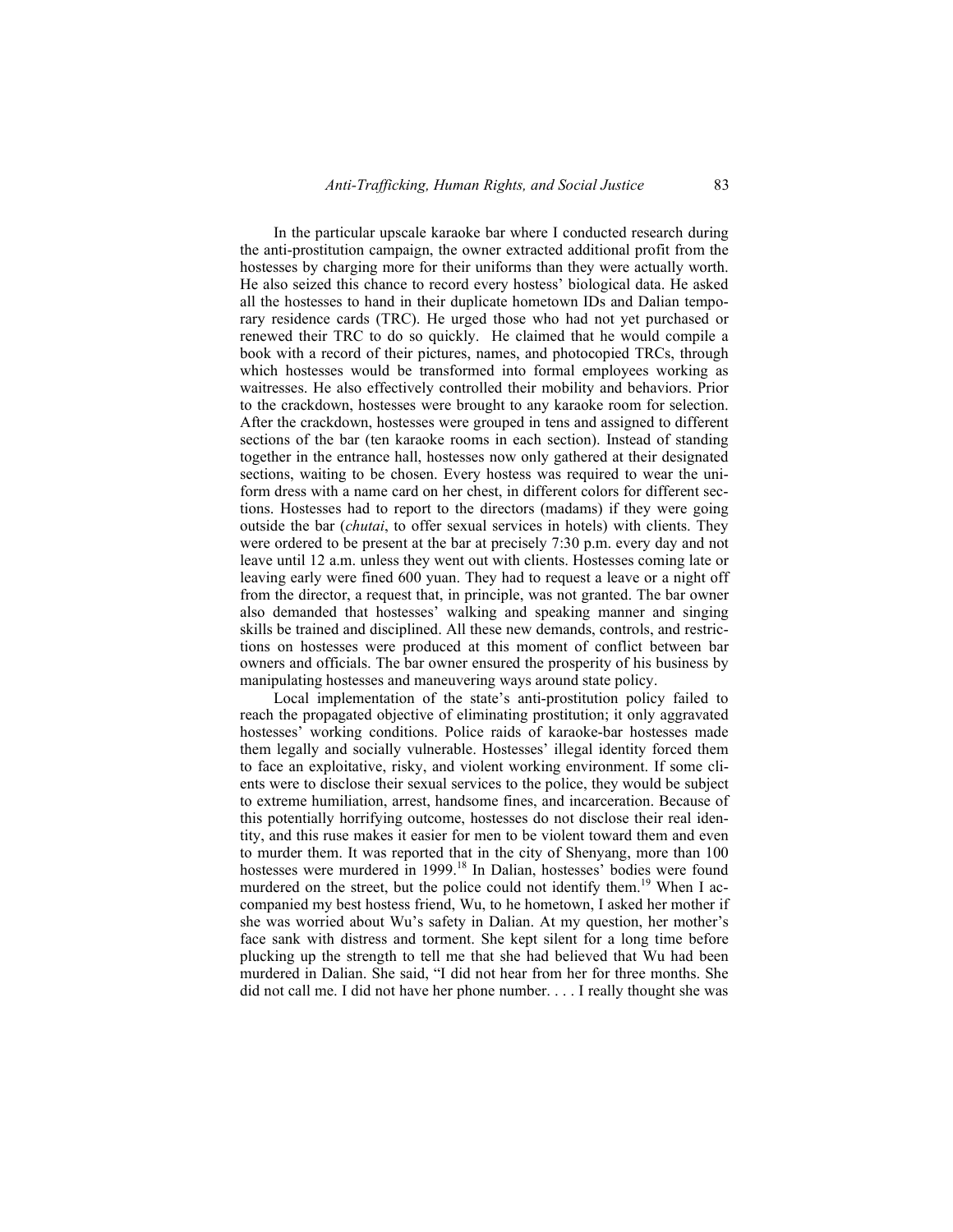In the particular upscale karaoke bar where I conducted research during the anti-prostitution campaign, the owner extracted additional profit from the hostesses by charging more for their uniforms than they were actually worth. He also seized this chance to record every hostess' biological data. He asked all the hostesses to hand in their duplicate hometown IDs and Dalian temporary residence cards (TRC). He urged those who had not yet purchased or renewed their TRC to do so quickly. He claimed that he would compile a book with a record of their pictures, names, and photocopied TRCs, through which hostesses would be transformed into formal employees working as waitresses. He also effectively controlled their mobility and behaviors. Prior to the crackdown, hostesses were brought to any karaoke room for selection. After the crackdown, hostesses were grouped in tens and assigned to different sections of the bar (ten karaoke rooms in each section). Instead of standing together in the entrance hall, hostesses now only gathered at their designated sections, waiting to be chosen. Every hostess was required to wear the uniform dress with a name card on her chest, in different colors for different sections. Hostesses had to report to the directors (madams) if they were going outside the bar (*chutai*, to offer sexual services in hotels) with clients. They were ordered to be present at the bar at precisely 7:30 p.m. every day and not leave until 12 a.m. unless they went out with clients. Hostesses coming late or leaving early were fined 600 yuan. They had to request a leave or a night off from the director, a request that, in principle, was not granted. The bar owner also demanded that hostesses' walking and speaking manner and singing skills be trained and disciplined. All these new demands, controls, and restrictions on hostesses were produced at this moment of conflict between bar owners and officials. The bar owner ensured the prosperity of his business by manipulating hostesses and maneuvering ways around state policy.

Local implementation of the state's anti-prostitution policy failed to reach the propagated objective of eliminating prostitution; it only aggravated hostesses' working conditions. Police raids of karaoke-bar hostesses made them legally and socially vulnerable. Hostesses' illegal identity forced them to face an exploitative, risky, and violent working environment. If some clients were to disclose their sexual services to the police, they would be subject to extreme humiliation, arrest, handsome fines, and incarceration. Because of this potentially horrifying outcome, hostesses do not disclose their real identity, and this ruse makes it easier for men to be violent toward them and even to murder them. It was reported that in the city of Shenyang, more than 100 hostesses were murdered in 1999.[18] In Dalian, hostesses' bodies were found murdered on the street, but the police could not identify them.[19] When I accompanied my best hostess friend, Wu, to he hometown, I asked her mother if she was worried about Wu's safety in Dalian. At my question, her mother's face sank with distress and torment. She kept silent for a long time before plucking up the strength to tell me that she had believed that Wu had been murdered in Dalian. She said, "I did not hear from her for three months. She did not call me. I did not have her phone number. . . . I really thought she was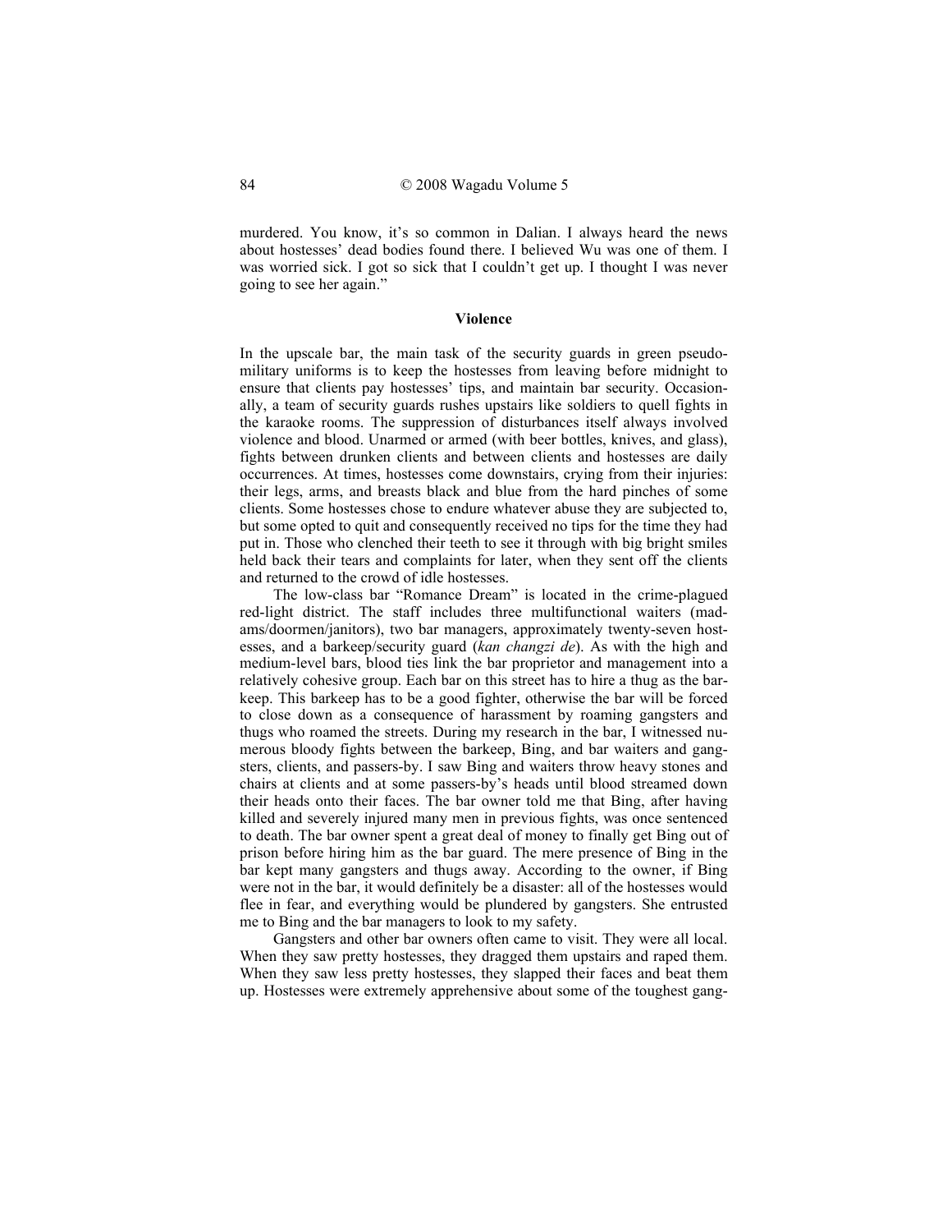murdered. You know, it's so common in Dalian. I always heard the news about hostesses' dead bodies found there. I believed Wu was one of them. I was worried sick. I got so sick that I couldn't get up. I thought I was never going to see her again."

### Violence

In the upscale bar, the main task of the security guards in green pseudo-military uniforms is to keep the hostesses from leaving before midnight to ensure that clients pay hostesses' tips, and maintain bar security. Occasionally, a team of security guards rushes upstairs like soldiers to quell fights in the karaoke rooms. The suppression of disturbances itself always involved violence and blood. Unarmed or armed (with beer bottles, knives, and glass), fights between drunken clients and between clients and hostesses are daily occurrences. At times, hostesses come downstairs, crying from their injuries: their legs, arms, and breasts black and blue from the hard pinches of some clients. Some hostesses chose to endure whatever abuse they are subjected to, but some opted to quit and consequently received no tips for the time they had put in. Those who clenched their teeth to see it through with big bright smiles held back their tears and complaints for later, when they sent off the clients and returned to the crowd of idle hostesses.

The low-class bar "Romance Dream" is located in the crime-plagued red-light district. The staff includes three multifunctional waiters (madams/doormen/janitors), two bar managers, approximately twenty-seven hostesses, and a barkeep/security guard (*kan changzi de*). As with the high and medium-level bars, blood ties link the bar proprietor and management into a relatively cohesive group. Each bar on this street has to hire a thug as the barkeep. This barkeep has to be a good fighter, otherwise the bar will be forced to close down as a consequence of harassment by roaming gangsters and thugs who roamed the streets. During my research in the bar, I witnessed numerous bloody fights between the barkeep, Bing, and bar waiters and gangsters, clients, and passers-by. I saw Bing and waiters throw heavy stones and chairs at clients and at some passers-by's heads until blood streamed down their heads onto their faces. The bar owner told me that Bing, after having killed and severely injured many men in previous fights, was once sentenced to death. The bar owner spent a great deal of money to finally get Bing out of prison before hiring him as the bar guard. The mere presence of Bing in the bar kept many gangsters and thugs away. According to the owner, if Bing were not in the bar, it would definitely be a disaster: all of the hostesses would flee in fear, and everything would be plundered by gangsters. She entrusted me to Bing and the bar managers to look to my safety.

Gangsters and other bar owners often came to visit. They were all local. When they saw pretty hostesses, they dragged them upstairs and raped them. When they saw less pretty hostesses, they slapped their faces and beat them up. Hostesses were extremely apprehensive about some of the toughest gang-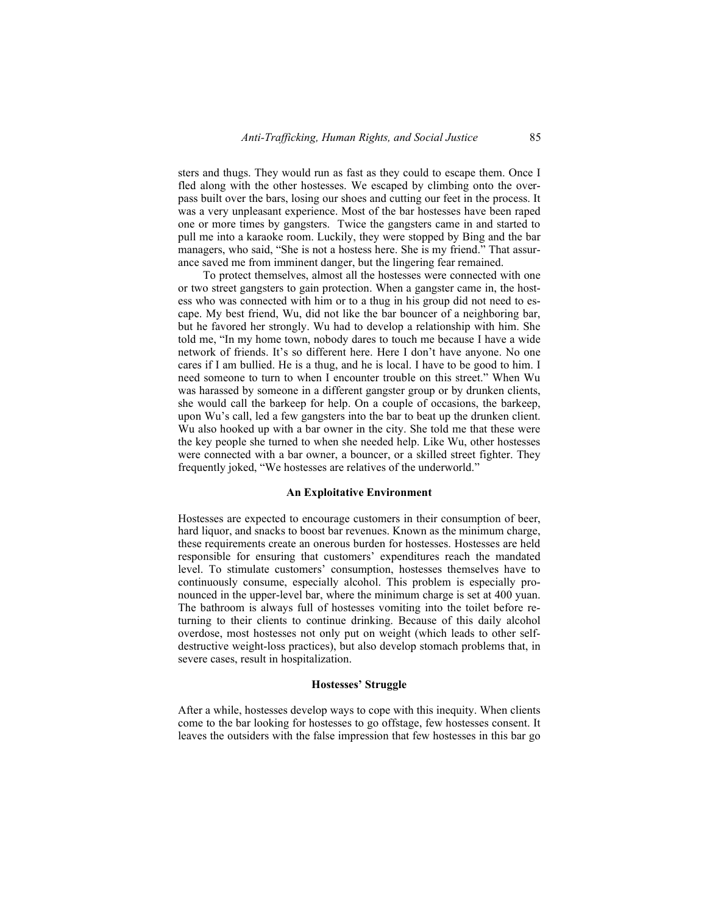sters and thugs. They would run as fast as they could to escape them. Once I fled along with the other hostesses. We escaped by climbing onto the overpass built over the bars, losing our shoes and cutting our feet in the process. It was a very unpleasant experience. Most of the bar hostesses have been raped one or more times by gangsters. Twice the gangsters came in and started to pull me into a karaoke room. Luckily, they were stopped by Bing and the bar managers, who said, "She is not a hostess here. She is my friend." That assurance saved me from imminent danger, but the lingering fear remained.

To protect themselves, almost all the hostesses were connected with one or two street gangsters to gain protection. When a gangster came in, the hostess who was connected with him or to a thug in his group did not need to escape. My best friend, Wu, did not like the bar bouncer of a neighboring bar, but he favored her strongly. Wu had to develop a relationship with him. She told me, "In my home town, nobody dares to touch me because I have a wide network of friends. It's so different here. Here I don't have anyone. No one cares if I am bullied. He is a thug, and he is local. I have to be good to him. I need someone to turn to when I encounter trouble on this street." When Wu was harassed by someone in a different gangster group or by drunken clients, she would call the barkeep for help. On a couple of occasions, the barkeep, upon Wu's call, led a few gangsters into the bar to beat up the drunken client. Wu also hooked up with a bar owner in the city. She told me that these were the key people she turned to when she needed help. Like Wu, other hostesses were connected with a bar owner, a bouncer, or a skilled street fighter. They frequently joked, "We hostesses are relatives of the underworld."

## An Exploitative Environment

Hostesses are expected to encourage customers in their consumption of beer, hard liquor, and snacks to boost bar revenues. Known as the minimum charge, these requirements create an onerous burden for hostesses. Hostesses are held responsible for ensuring that customers' expenditures reach the mandated level. To stimulate customers' consumption, hostesses themselves have to continuously consume, especially alcohol. This problem is especially pronounced in the upper-level bar, where the minimum charge is set at 400 yuan. The bathroom is always full of hostesses vomiting into the toilet before returning to their clients to continue drinking. Because of this daily alcohol overdose, most hostesses not only put on weight (which leads to other self-destructive weight-loss practices), but also develop stomach problems that, in severe cases, result in hospitalization.

## Hostesses' Struggle

After a while, hostesses develop ways to cope with this inequity. When clients come to the bar looking for hostesses to go offstage, few hostesses consent. It leaves the outsiders with the false impression that few hostesses in this bar go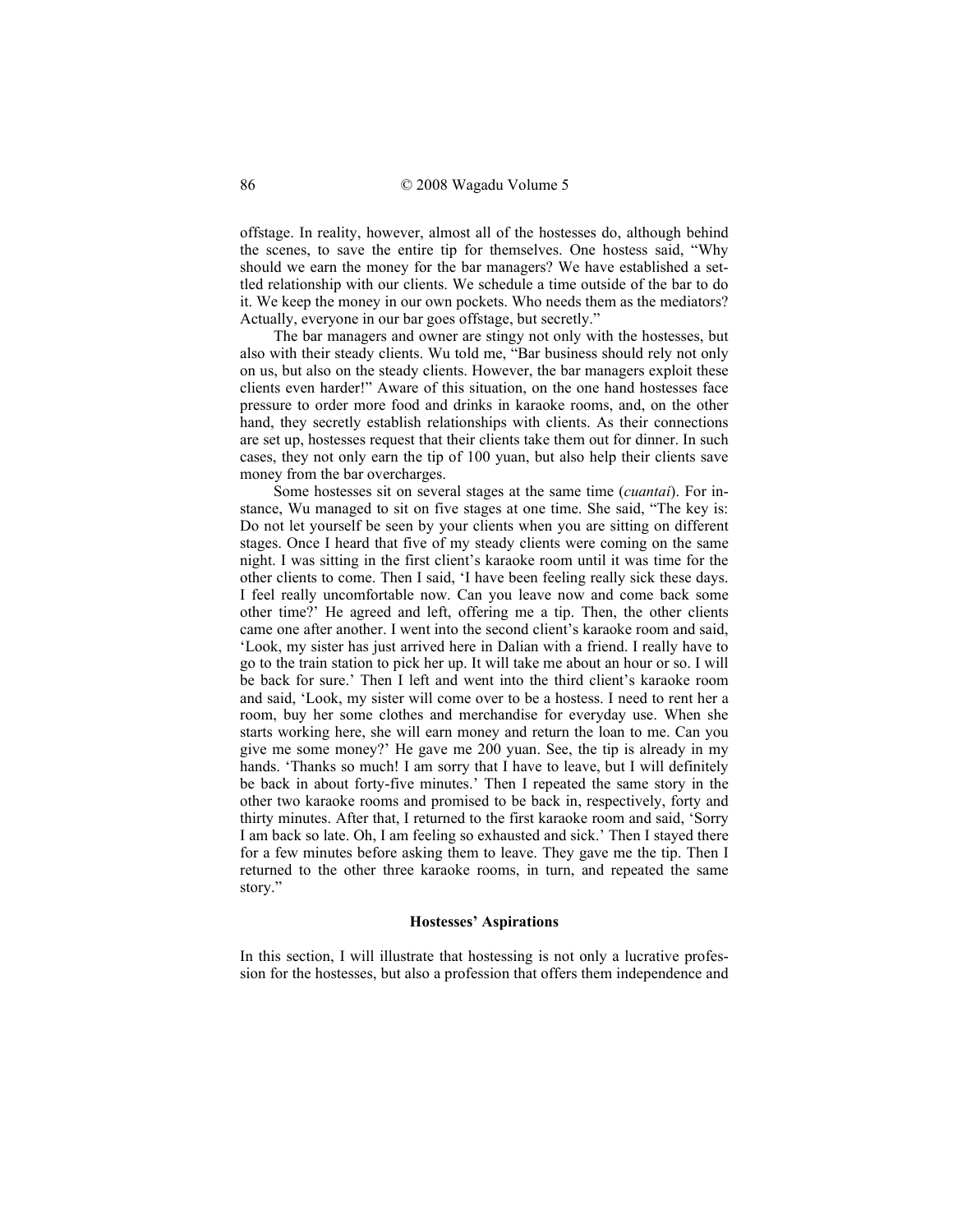offstage. In reality, however, almost all of the hostesses do, although behind the scenes, to save the entire tip for themselves. One hostess said, "Why should we earn the money for the bar managers? We have established a settled relationship with our clients. We schedule a time outside of the bar to do it. We keep the money in our own pockets. Who needs them as the mediators? Actually, everyone in our bar goes offstage, but secretly."

The bar managers and owner are stingy not only with the hostesses, but also with their steady clients. Wu told me, "Bar business should rely not only on us, but also on the steady clients. However, the bar managers exploit these clients even harder!" Aware of this situation, on the one hand hostesses face pressure to order more food and drinks in karaoke rooms, and, on the other hand, they secretly establish relationships with clients. As their connections are set up, hostesses request that their clients take them out for dinner. In such cases, they not only earn the tip of 100 yuan, but also help their clients save money from the bar overcharges.

Some hostesses sit on several stages at the same time (*cuantai*). For instance, Wu managed to sit on five stages at one time. She said, "The key is: Do not let yourself be seen by your clients when you are sitting on different stages. Once I heard that five of my steady clients were coming on the same night. I was sitting in the first client's karaoke room until it was time for the other clients to come. Then I said, 'I have been feeling really sick these days. I feel really uncomfortable now. Can you leave now and come back some other time?' He agreed and left, offering me a tip. Then, the other clients came one after another. I went into the second client's karaoke room and said, 'Look, my sister has just arrived here in Dalian with a friend. I really have to go to the train station to pick her up. It will take me about an hour or so. I will be back for sure.' Then I left and went into the third client's karaoke room and said, 'Look, my sister will come over to be a hostess. I need to rent her a room, buy her some clothes and merchandise for everyday use. When she starts working here, she will earn money and return the loan to me. Can you give me some money?' He gave me 200 yuan. See, the tip is already in my hands. 'Thanks so much! I am sorry that I have to leave, but I will definitely be back in about forty-five minutes.' Then I repeated the same story in the other two karaoke rooms and promised to be back in, respectively, forty and thirty minutes. After that, I returned to the first karaoke room and said, 'Sorry I am back so late. Oh, I am feeling so exhausted and sick.' Then I stayed there for a few minutes before asking them to leave. They gave me the tip. Then I returned to the other three karaoke rooms, in turn, and repeated the same story."

### Hostesses' Aspirations

In this section, I will illustrate that hostessing is not only a lucrative profession for the hostesses, but also a profession that offers them independence and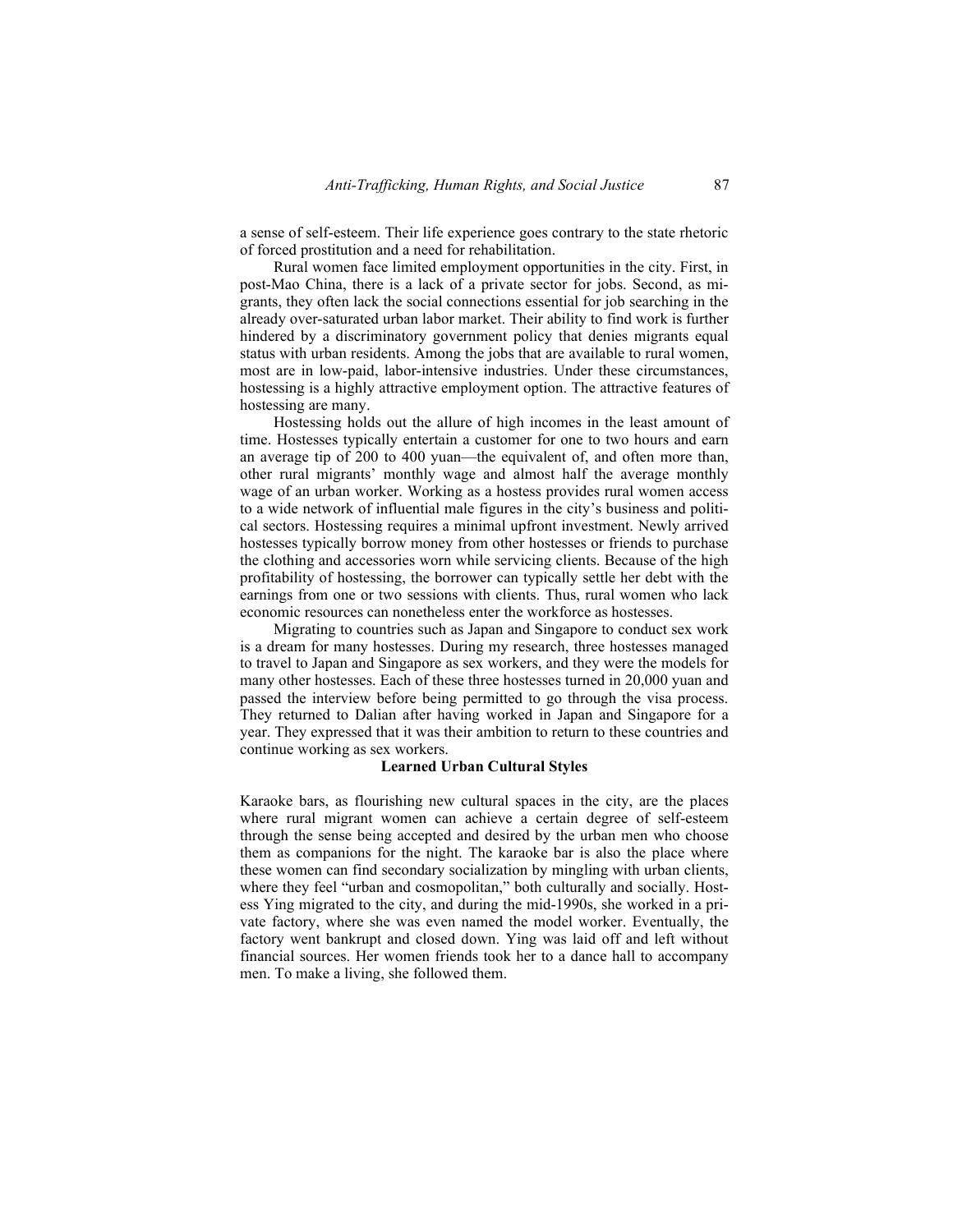a sense of self-esteem. Their life experience goes contrary to the state rhetoric of forced prostitution and a need for rehabilitation.

Rural women face limited employment opportunities in the city. First, in post-Mao China, there is a lack of a private sector for jobs. Second, as migrants, they often lack the social connections essential for job searching in the already over-saturated urban labor market. Their ability to find work is further hindered by a discriminatory government policy that denies migrants equal status with urban residents. Among the jobs that are available to rural women, most are in low-paid, labor-intensive industries. Under these circumstances, hostessing is a highly attractive employment option. The attractive features of hostessing are many.

Hostessing holds out the allure of high incomes in the least amount of time. Hostesses typically entertain a customer for one to two hours and earn an average tip of 200 to 400 yuan—the equivalent of, and often more than, other rural migrants' monthly wage and almost half the average monthly wage of an urban worker. Working as a hostess provides rural women access to a wide network of influential male figures in the city's business and political sectors. Hostessing requires a minimal upfront investment. Newly arrived hostesses typically borrow money from other hostesses or friends to purchase the clothing and accessories worn while servicing clients. Because of the high profitability of hostessing, the borrower can typically settle her debt with the earnings from one or two sessions with clients. Thus, rural women who lack economic resources can nonetheless enter the workforce as hostesses.

Migrating to countries such as Japan and Singapore to conduct sex work is a dream for many hostesses. During my research, three hostesses managed to travel to Japan and Singapore as sex workers, and they were the models for many other hostesses. Each of these three hostesses turned in 20,000 yuan and passed the interview before being permitted to go through the visa process. They returned to Dalian after having worked in Japan and Singapore for a year. They expressed that it was their ambition to return to these countries and continue working as sex workers.

## Learned Urban Cultural Styles

Karaoke bars, as flourishing new cultural spaces in the city, are the places where rural migrant women can achieve a certain degree of self-esteem through the sense being accepted and desired by the urban men who choose them as companions for the night. The karaoke bar is also the place where these women can find secondary socialization by mingling with urban clients, where they feel "urban and cosmopolitan," both culturally and socially. Hostess Ying migrated to the city, and during the mid-1990s, she worked in a private factory, where she was even named the model worker. Eventually, the factory went bankrupt and closed down. Ying was laid off and left without financial sources. Her women friends took her to a dance hall to accompany men. To make a living, she followed them.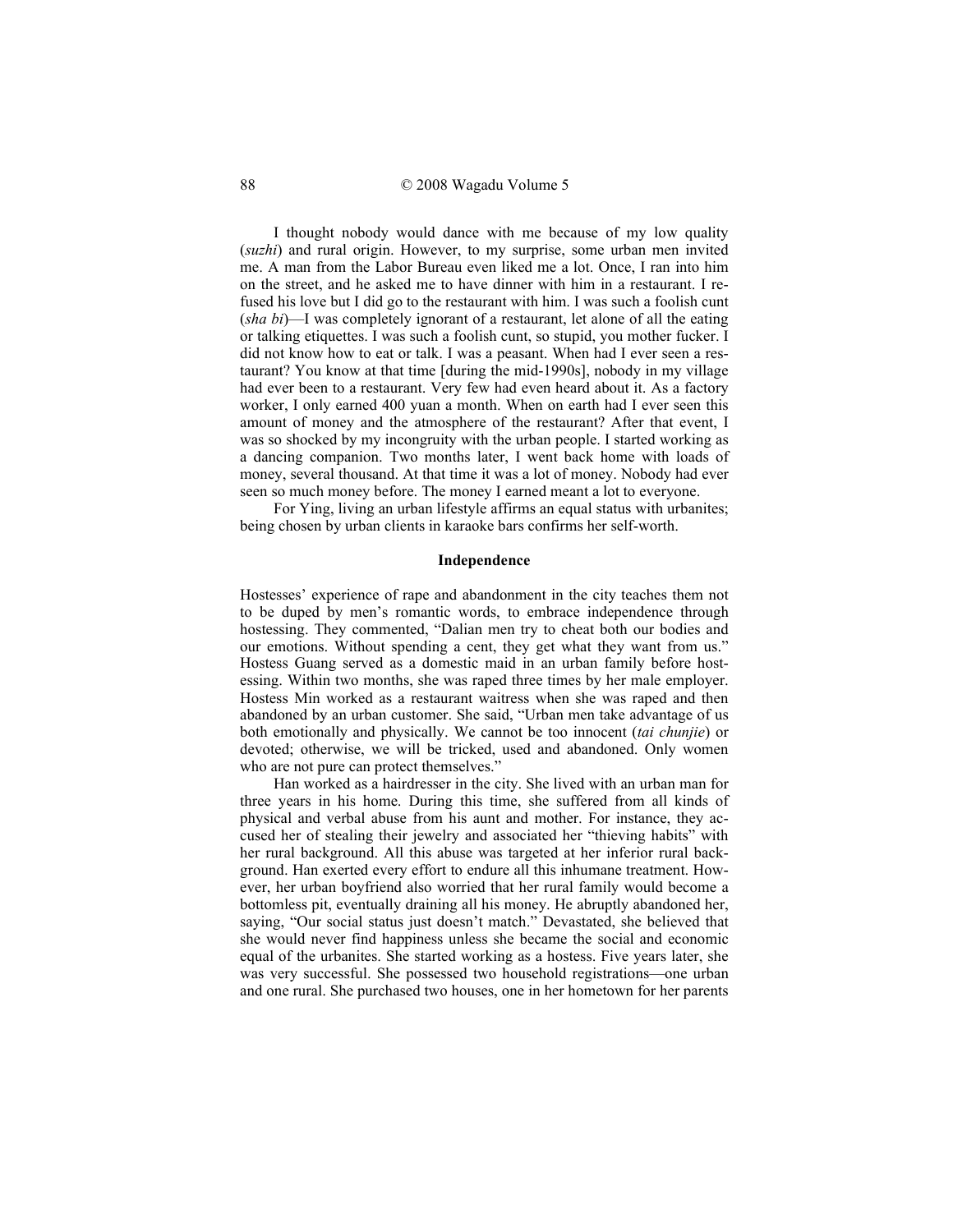I thought nobody would dance with me because of my low quality (*suzhi*) and rural origin. However, to my surprise, some urban men invited me. A man from the Labor Bureau even liked me a lot. Once, I ran into him on the street, and he asked me to have dinner with him in a restaurant. I refused his love but I did go to the restaurant with him. I was such a foolish cunt (*sha bi*)—I was completely ignorant of a restaurant, let alone of all the eating or talking etiquettes. I was such a foolish cunt, so stupid, you mother fucker. I did not know how to eat or talk. I was a peasant. When had I ever seen a restaurant? You know at that time [during the mid-1990s], nobody in my village had ever been to a restaurant. Very few had even heard about it. As a factory worker, I only earned 400 yuan a month. When on earth had I ever seen this amount of money and the atmosphere of the restaurant? After that event, I was so shocked by my incongruity with the urban people. I started working as a dancing companion. Two months later, I went back home with loads of money, several thousand. At that time it was a lot of money. Nobody had ever seen so much money before. The money I earned meant a lot to everyone.

For Ying, living an urban lifestyle affirms an equal status with urbanites; being chosen by urban clients in karaoke bars confirms her self-worth.

### Independence

Hostesses' experience of rape and abandonment in the city teaches them not to be duped by men's romantic words, to embrace independence through hostessing. They commented, "Dalian men try to cheat both our bodies and our emotions. Without spending a cent, they get what they want from us." Hostess Guang served as a domestic maid in an urban family before hostessing. Within two months, she was raped three times by her male employer. Hostess Min worked as a restaurant waitress when she was raped and then abandoned by an urban customer. She said, "Urban men take advantage of us both emotionally and physically. We cannot be too innocent (*tai chunjie*) or devoted; otherwise, we will be tricked, used and abandoned. Only women who are not pure can protect themselves."

Han worked as a hairdresser in the city. She lived with an urban man for three years in his home. During this time, she suffered from all kinds of physical and verbal abuse from his aunt and mother. For instance, they accused her of stealing their jewelry and associated her "thieving habits" with her rural background. All this abuse was targeted at her inferior rural background. Han exerted every effort to endure all this inhumane treatment. However, her urban boyfriend also worried that her rural family would become a bottomless pit, eventually draining all his money. He abruptly abandoned her, saying, "Our social status just doesn't match." Devastated, she believed that she would never find happiness unless she became the social and economic equal of the urbanites. She started working as a hostess. Five years later, she was very successful. She possessed two household registrations—one urban and one rural. She purchased two houses, one in her hometown for her parents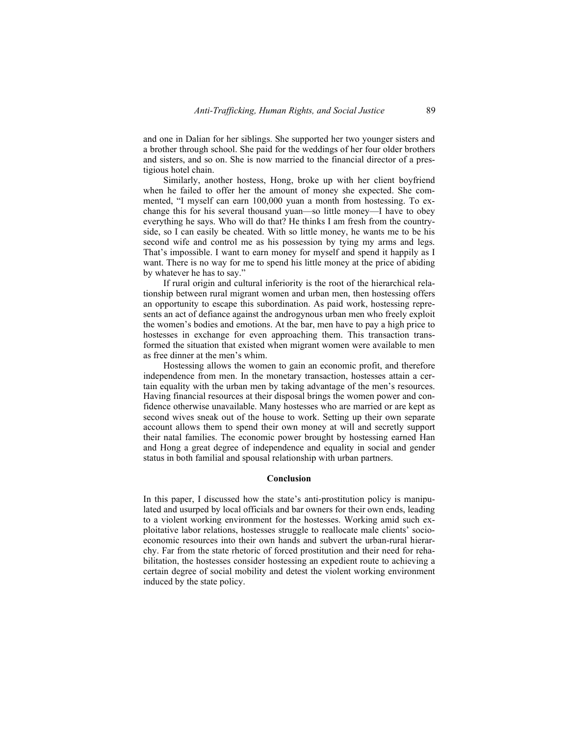and one in Dalian for her siblings. She supported her two younger sisters and a brother through school. She paid for the weddings of her four older brothers and sisters, and so on. She is now married to the financial director of a prestigious hotel chain.

Similarly, another hostess, Hong, broke up with her client boyfriend when he failed to offer her the amount of money she expected. She commented, "I myself can earn 100,000 yuan a month from hostessing. To exchange this for his several thousand yuan—so little money—I have to obey everything he says. Who will do that? He thinks I am fresh from the countryside, so I can easily be cheated. With so little money, he wants me to be his second wife and control me as his possession by tying my arms and legs. That's impossible. I want to earn money for myself and spend it happily as I want. There is no way for me to spend his little money at the price of abiding by whatever he has to say."

If rural origin and cultural inferiority is the root of the hierarchical relationship between rural migrant women and urban men, then hostessing offers an opportunity to escape this subordination. As paid work, hostessing represents an act of defiance against the androgynous urban men who freely exploit the women's bodies and emotions. At the bar, men have to pay a high price to hostesses in exchange for even approaching them. This transaction transformed the situation that existed when migrant women were available to men as free dinner at the men's whim.

Hostessing allows the women to gain an economic profit, and therefore independence from men. In the monetary transaction, hostesses attain a certain equality with the urban men by taking advantage of the men's resources. Having financial resources at their disposal brings the women power and confidence otherwise unavailable. Many hostesses who are married or are kept as second wives sneak out of the house to work. Setting up their own separate account allows them to spend their own money at will and secretly support their natal families. The economic power brought by hostessing earned Han and Hong a great degree of independence and equality in social and gender status in both familial and spousal relationship with urban partners.

## Conclusion

In this paper, I discussed how the state's anti-prostitution policy is manipulated and usurped by local officials and bar owners for their own ends, leading to a violent working environment for the hostesses. Working amid such exploitative labor relations, hostesses struggle to reallocate male clients' socioeconomic resources into their own hands and subvert the urban-rural hierarchy. Far from the state rhetoric of forced prostitution and their need for rehabilitation, the hostesses consider hostessing an expedient route to achieving a certain degree of social mobility and detest the violent working environment induced by the state policy.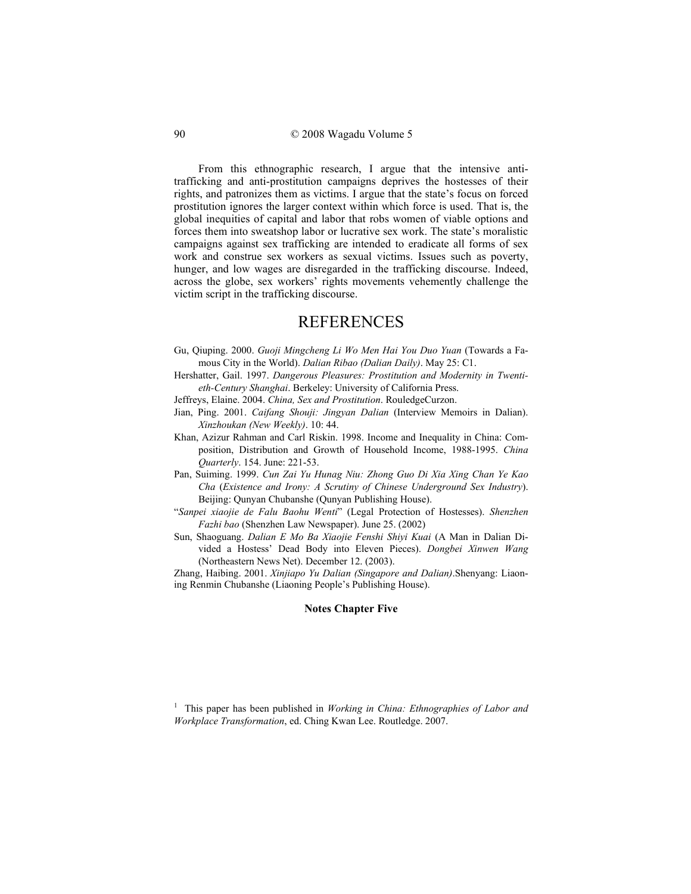From this ethnographic research, I argue that the intensive anti-trafficking and anti-prostitution campaigns deprives the hostesses of their rights, and patronizes them as victims. I argue that the state's focus on forced prostitution ignores the larger context within which force is used. That is, the global inequities of capital and labor that robs women of viable options and forces them into sweatshop labor or lucrative sex work. The state's moralistic campaigns against sex trafficking are intended to eradicate all forms of sex work and construe sex workers as sexual victims. Issues such as poverty, hunger, and low wages are disregarded in the trafficking discourse. Indeed, across the globe, sex workers' rights movements vehemently challenge the victim script in the trafficking discourse.

# REFERENCES

Gu, Qiuping. 2000. *Guoji Mingcheng Li Wo Men Hai You Duo Yuan* (Towards a Famous City in the World). *Dalian Ribao (Dalian Daily)*. May 25: C1.

Hershatter, Gail. 1997. *Dangerous Pleasures: Prostitution and Modernity in Twentieth-Century Shanghai*. Berkeley: University of California Press.

Jeffreys, Elaine. 2004. *China, Sex and Prostitution*. RouledgeCurzon.

Jian, Ping. 2001. *Caifang Shouji: Jingyan Dalian* (Interview Memoirs in Dalian). *Xinzhoukan (New Weekly)*. 10: 44.

Khan, Azizur Rahman and Carl Riskin. 1998. Income and Inequality in China: Composition, Distribution and Growth of Household Income, 1988-1995. *China Quarterly*. 154. June: 221-53.

Pan, Suiming. 1999. *Cun Zai Yu Hunag Niu: Zhong Guo Di Xia Xing Chan Ye Kao Cha* (*Existence and Irony: A Scrutiny of Chinese Underground Sex Industry*). Beijing: Qunyan Chubanshe (Qunyan Publishing House).

"*Sanpei xiaojie de Falu Baohu Wenti*" (Legal Protection of Hostesses). *Shenzhen Fazhi bao* (Shenzhen Law Newspaper). June 25. (2002)

Sun, Shaoguang. *Dalian E Mo Ba Xiaojie Fenshi Shiyi Kuai* (A Man in Dalian Divided a Hostess' Dead Body into Eleven Pieces). *Dongbei Xinwen Wang* (Northeastern News Net). December 12. (2003).

Zhang, Haibing. 2001. *Xinjiapo Yu Dalian (Singapore and Dalian)*.Shenyang: Liaoning Renmin Chubanshe (Liaoning People's Publishing House).

**Notes Chapter Five**

[1] This paper has been published in *Working in China: Ethnographies of Labor and Workplace Transformation*, ed. Ching Kwan Lee. Routledge. 2007.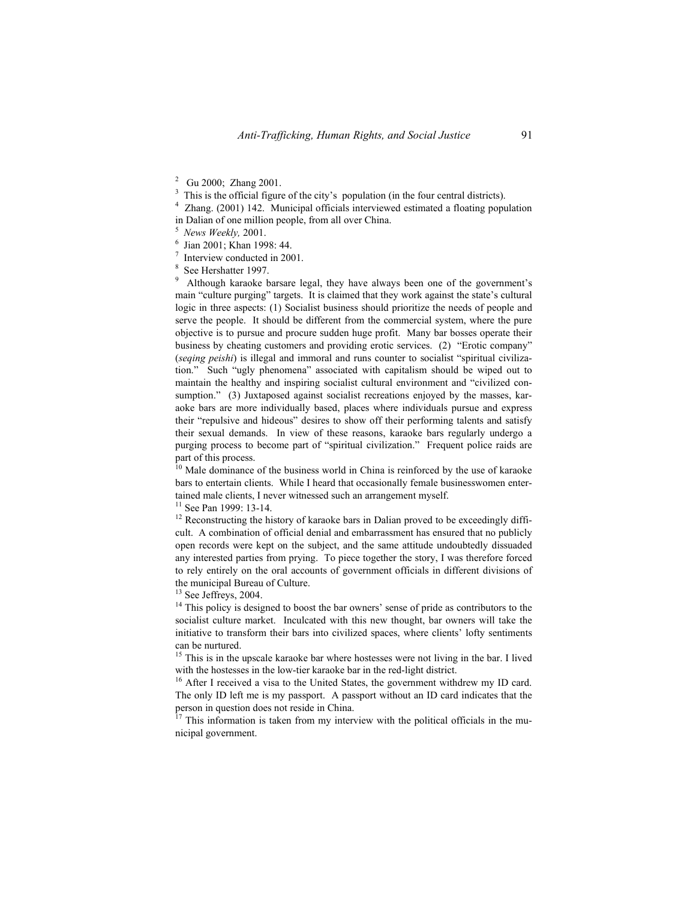[2] Gu 2000; Zhang 2001.

[3] This is the official figure of the city's population (in the four central districts).

[4] Zhang. (2001) 142. Municipal officials interviewed estimated a floating population in Dalian of one million people, from all over China.

[5] *News Weekly,* 2001.

[6] Jian 2001; Khan 1998: 44.

[7] Interview conducted in 2001.

[8] See Hershatter 1997.

[9] Although karaoke barsare legal, they have always been one of the government's main "culture purging" targets. It is claimed that they work against the state's cultural logic in three aspects: (1) Socialist business should prioritize the needs of people and serve the people. It should be different from the commercial system, where the pure objective is to pursue and procure sudden huge profit. Many bar bosses operate their business by cheating customers and providing erotic services. (2) "Erotic company" (*seqing peishi*) is illegal and immoral and runs counter to socialist "spiritual civilization." Such "ugly phenomena" associated with capitalism should be wiped out to maintain the healthy and inspiring socialist cultural environment and "civilized consumption." (3) Juxtaposed against socialist recreations enjoyed by the masses, karaoke bars are more individually based, places where individuals pursue and express their "repulsive and hideous" desires to show off their performing talents and satisfy their sexual demands. In view of these reasons, karaoke bars regularly undergo a purging process to become part of "spiritual civilization." Frequent police raids are part of this process.

[10] Male dominance of the business world in China is reinforced by the use of karaoke bars to entertain clients. While I heard that occasionally female businesswomen entertained male clients, I never witnessed such an arrangement myself.

[11] See Pan 1999: 13-14.

[12] Reconstructing the history of karaoke bars in Dalian proved to be exceedingly difficult. A combination of official denial and embarrassment has ensured that no publicly open records were kept on the subject, and the same attitude undoubtedly dissuaded any interested parties from prying. To piece together the story, I was therefore forced to rely entirely on the oral accounts of government officials in different divisions of the municipal Bureau of Culture.

[13] See Jeffreys, 2004.

[14] This policy is designed to boost the bar owners' sense of pride as contributors to the socialist culture market. Inculcated with this new thought, bar owners will take the initiative to transform their bars into civilized spaces, where clients' lofty sentiments can be nurtured.

[15] This is in the upscale karaoke bar where hostesses were not living in the bar. I lived with the hostesses in the low-tier karaoke bar in the red-light district.

[16] After I received a visa to the United States, the government withdrew my ID card. The only ID left me is my passport. A passport without an ID card indicates that the person in question does not reside in China.

[17] This information is taken from my interview with the political officials in the municipal government.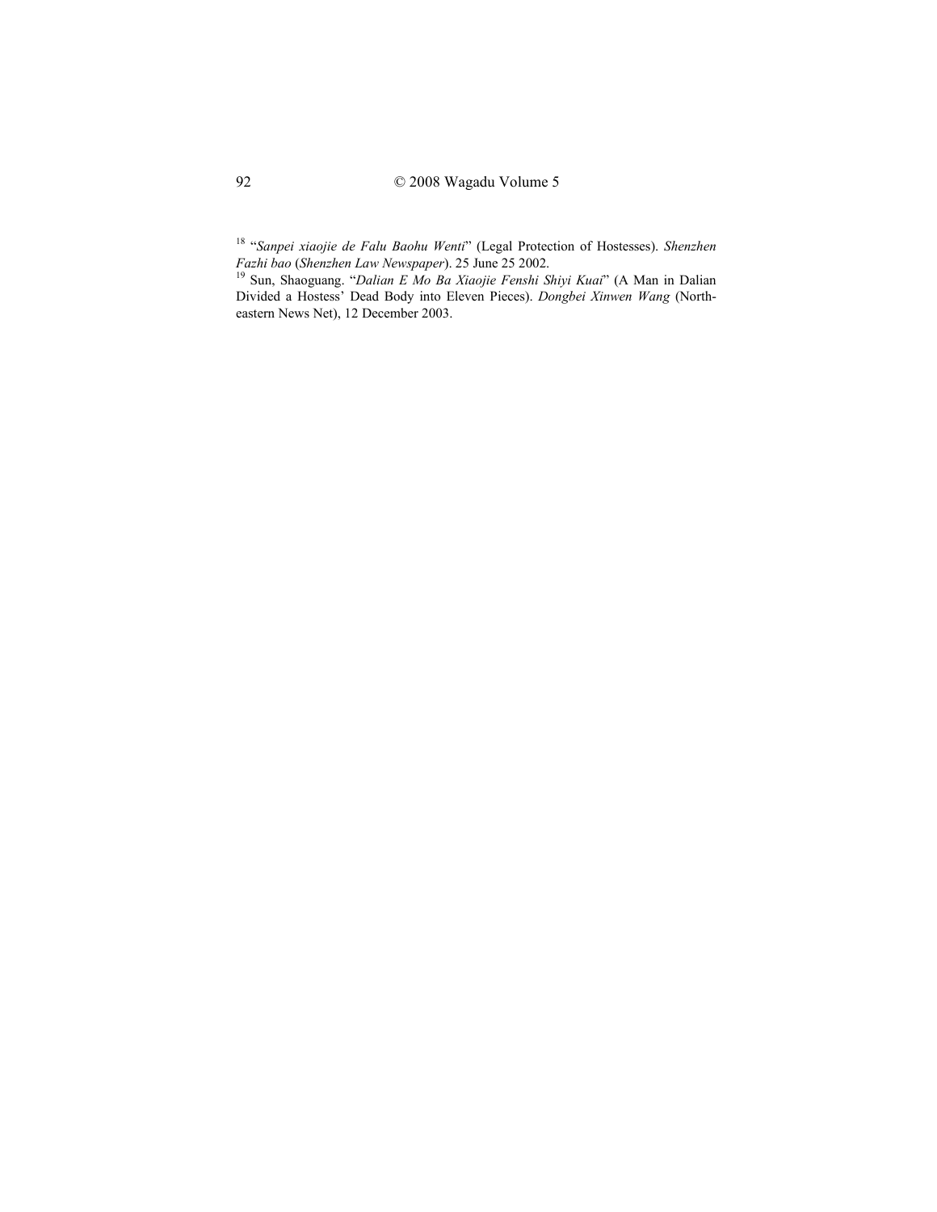[18] "*Sanpei xiaojie de Falu Baohu Wenti*" (Legal Protection of Hostesses). *Shenzhen Fazhi bao* (*Shenzhen Law Newspaper*). 25 June 25 2002.

[19] Sun, Shaoguang. "*Dalian E Mo Ba Xiaojie Fenshi Shiyi Kuai*" (A Man in Dalian Divided a Hostess' Dead Body into Eleven Pieces). *Dongbei Xinwen Wang* (North-eastern News Net), 12 December 2003.